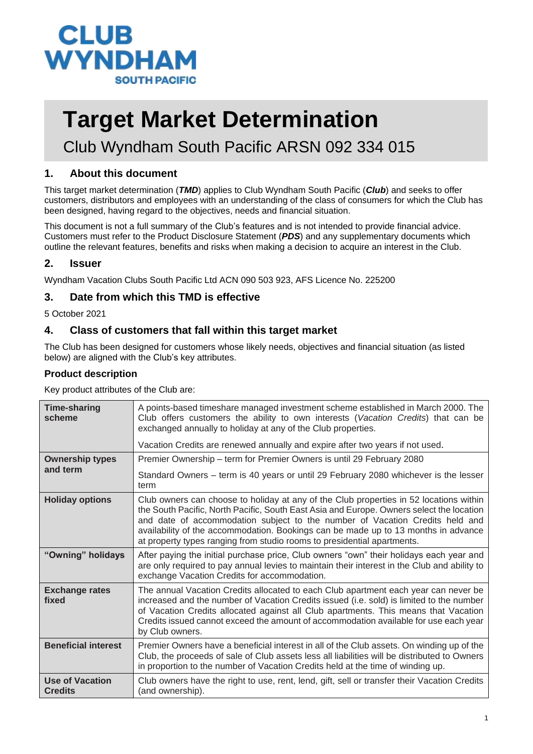CLUB WYNDHAM SOUTH PACIFIC

# Target Market Determination

Club Wyndham South Pacific ARSN 092 334 015

## 1. About this document

This target market determination (***TMD***) applies to Club Wyndham South Pacific (***Club***) and seeks to offer customers, distributors and employees with an understanding of the class of consumers for which the Club has been designed, having regard to the objectives, needs and financial situation.

This document is not a full summary of the Club's features and is not intended to provide financial advice. Customers must refer to the Product Disclosure Statement (***PDS***) and any supplementary documents which outline the relevant features, benefits and risks when making a decision to acquire an interest in the Club.

## 2. Issuer

Wyndham Vacation Clubs South Pacific Ltd ACN 090 503 923, AFS Licence No. 225200

## 3. Date from which this TMD is effective

5 October 2021

## 4. Class of customers that fall within this target market

The Club has been designed for customers whose likely needs, objectives and financial situation (as listed below) are aligned with the Club's key attributes.

### Product description

Key product attributes of the Club are:

| | |
|---|---|
| **Time-sharing scheme** | A points-based timeshare managed investment scheme established in March 2000. The Club offers customers the ability to own interests (*Vacation Credits*) that can be exchanged annually to holiday at any of the Club properties.<br><br>Vacation Credits are renewed annually and expire after two years if not used. |
| **Ownership types and term** | Premier Ownership – term for Premier Owners is until 29 February 2080<br><br>Standard Owners – term is 40 years or until 29 February 2080 whichever is the lesser term |
| **Holiday options** | Club owners can choose to holiday at any of the Club properties in 52 locations within the South Pacific, North Pacific, South East Asia and Europe. Owners select the location and date of accommodation subject to the number of Vacation Credits held and availability of the accommodation. Bookings can be made up to 13 months in advance at property types ranging from studio rooms to presidential apartments. |
| **"Owning" holidays** | After paying the initial purchase price, Club owners "own" their holidays each year and are only required to pay annual levies to maintain their interest in the Club and ability to exchange Vacation Credits for accommodation. |
| **Exchange rates fixed** | The annual Vacation Credits allocated to each Club apartment each year can never be increased and the number of Vacation Credits issued (i.e. sold) is limited to the number of Vacation Credits allocated against all Club apartments. This means that Vacation Credits issued cannot exceed the amount of accommodation available for use each year by Club owners. |
| **Beneficial interest** | Premier Owners have a beneficial interest in all of the Club assets. On winding up of the Club, the proceeds of sale of Club assets less all liabilities will be distributed to Owners in proportion to the number of Vacation Credits held at the time of winding up. |
| **Use of Vacation Credits** | Club owners have the right to use, rent, lend, gift, sell or transfer their Vacation Credits (and ownership). |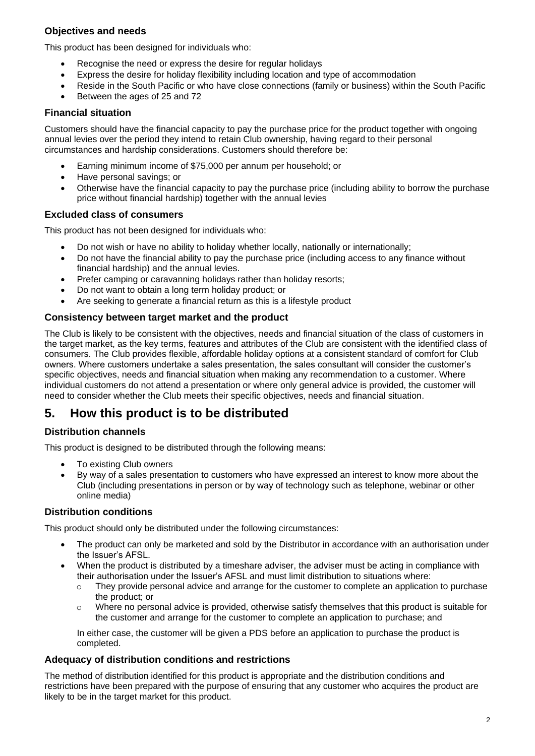### Objectives and needs

This product has been designed for individuals who:

- Recognise the need or express the desire for regular holidays
- Express the desire for holiday flexibility including location and type of accommodation
- Reside in the South Pacific or who have close connections (family or business) within the South Pacific
- Between the ages of 25 and 72

### Financial situation

Customers should have the financial capacity to pay the purchase price for the product together with ongoing annual levies over the period they intend to retain Club ownership, having regard to their personal circumstances and hardship considerations. Customers should therefore be:

- Earning minimum income of $75,000 per annum per household; or
- Have personal savings; or
- Otherwise have the financial capacity to pay the purchase price (including ability to borrow the purchase price without financial hardship) together with the annual levies

### Excluded class of consumers

This product has not been designed for individuals who:

- Do not wish or have no ability to holiday whether locally, nationally or internationally;
- Do not have the financial ability to pay the purchase price (including access to any finance without financial hardship) and the annual levies.
- Prefer camping or caravanning holidays rather than holiday resorts;
- Do not want to obtain a long term holiday product; or
- Are seeking to generate a financial return as this is a lifestyle product

### Consistency between target market and the product

The Club is likely to be consistent with the objectives, needs and financial situation of the class of customers in the target market, as the key terms, features and attributes of the Club are consistent with the identified class of consumers. The Club provides flexible, affordable holiday options at a consistent standard of comfort for Club owners. Where customers undertake a sales presentation, the sales consultant will consider the customer's specific objectives, needs and financial situation when making any recommendation to a customer. Where individual customers do not attend a presentation or where only general advice is provided, the customer will need to consider whether the Club meets their specific objectives, needs and financial situation.

## 5. How this product is to be distributed

### Distribution channels

This product is designed to be distributed through the following means:

- To existing Club owners
- By way of a sales presentation to customers who have expressed an interest to know more about the Club (including presentations in person or by way of technology such as telephone, webinar or other online media)

### Distribution conditions

This product should only be distributed under the following circumstances:

- The product can only be marketed and sold by the Distributor in accordance with an authorisation under the Issuer's AFSL.
- When the product is distributed by a timeshare adviser, the adviser must be acting in compliance with their authorisation under the Issuer's AFSL and must limit distribution to situations where:
    - They provide personal advice and arrange for the customer to complete an application to purchase the product; or
    - Where no personal advice is provided, otherwise satisfy themselves that this product is suitable for the customer and arrange for the customer to complete an application to purchase; and

  In either case, the customer will be given a PDS before an application to purchase the product is completed.

### Adequacy of distribution conditions and restrictions

The method of distribution identified for this product is appropriate and the distribution conditions and restrictions have been prepared with the purpose of ensuring that any customer who acquires the product are likely to be in the target market for this product.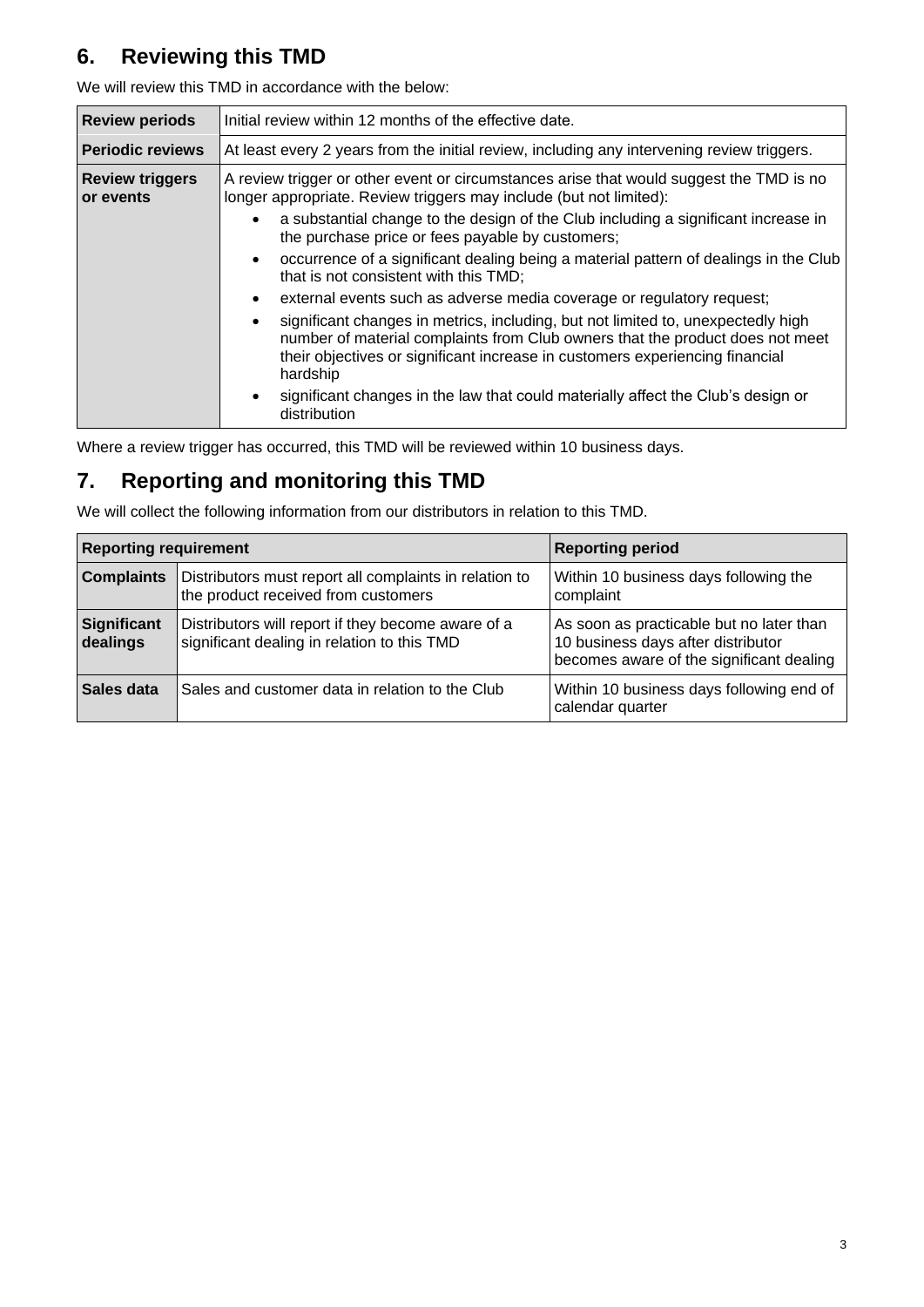## 6. Reviewing this TMD

We will review this TMD in accordance with the below:

| | |
|---|---|
| **Review periods** | Initial review within 12 months of the effective date. |
| **Periodic reviews** | At least every 2 years from the initial review, including any intervening review triggers. |
| **Review triggers or events** | A review trigger or other event or circumstances arise that would suggest the TMD is no longer appropriate. Review triggers may include (but not limited): <br>• a substantial change to the design of the Club including a significant increase in the purchase price or fees payable by customers; <br>• occurrence of a significant dealing being a material pattern of dealings in the Club that is not consistent with this TMD; <br>• external events such as adverse media coverage or regulatory request; <br>• significant changes in metrics, including, but not limited to, unexpectedly high number of material complaints from Club owners that the product does not meet their objectives or significant increase in customers experiencing financial hardship <br>• significant changes in the law that could materially affect the Club's design or distribution |

Where a review trigger has occurred, this TMD will be reviewed within 10 business days.

## 7. Reporting and monitoring this TMD

We will collect the following information from our distributors in relation to this TMD.

| **Reporting requirement** | | **Reporting period** |
|---|---|---|
| **Complaints** | Distributors must report all complaints in relation to the product received from customers | Within 10 business days following the complaint |
| **Significant dealings** | Distributors will report if they become aware of a significant dealing in relation to this TMD | As soon as practicable but no later than 10 business days after distributor becomes aware of the significant dealing |
| **Sales data** | Sales and customer data in relation to the Club | Within 10 business days following end of calendar quarter |